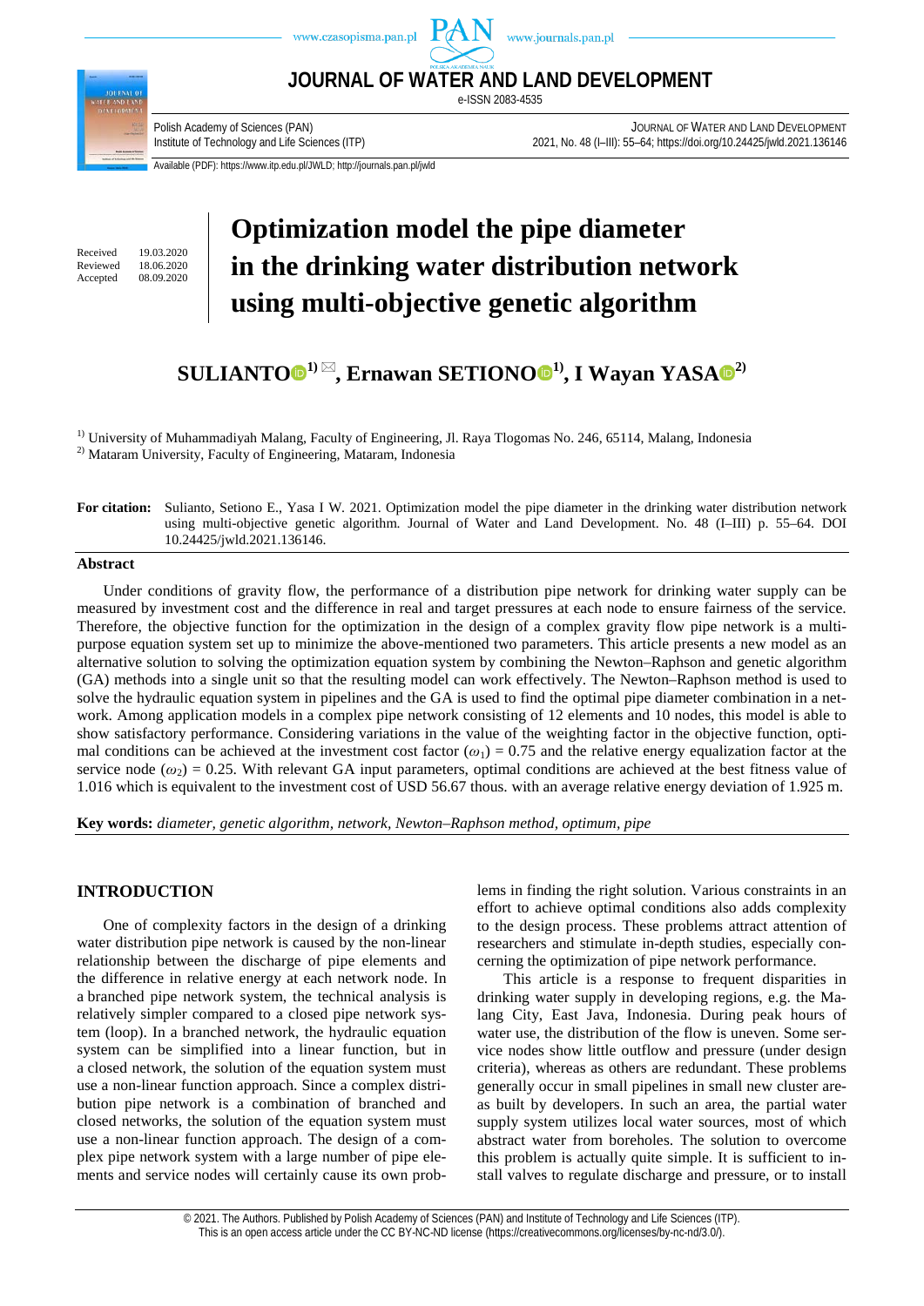# Optimization model the pipe diameter in the drinking water distribution network using multi-objective genetic algorithm

Received 19.03.2020
Reviewed 18.06.2020
Accepted 08.09.2020

**SULIANTO[1], Ernawan SETIONO[1], I Wayan YASA[2]**

[1] University of Muhammadiyah Malang, Faculty of Engineering, Jl. Raya Tlogomas No. 246, 65114, Malang, Indonesia
[2] Mataram University, Faculty of Engineering, Mataram, Indonesia

**For citation:** Sulianto, Setiono E., Yasa I W. 2021. Optimization model the pipe diameter in the drinking water distribution network using multi-objective genetic algorithm. Journal of Water and Land Development. No. 48 (I–III) p. 55–64. DOI 10.24425/jwld.2021.136146.

## Abstract

Under conditions of gravity flow, the performance of a distribution pipe network for drinking water supply can be measured by investment cost and the difference in real and target pressures at each node to ensure fairness of the service. Therefore, the objective function for the optimization in the design of a complex gravity flow pipe network is a multi-purpose equation system set up to minimize the above-mentioned two parameters. This article presents a new model as an alternative solution to solving the optimization equation system by combining the Newton–Raphson and genetic algorithm (GA) methods into a single unit so that the resulting model can work effectively. The Newton–Raphson method is used to solve the hydraulic equation system in pipelines and the GA is used to find the optimal pipe diameter combination in a network. Among application models in a complex pipe network consisting of 12 elements and 10 nodes, this model is able to show satisfactory performance. Considering variations in the value of the weighting factor in the objective function, optimal conditions can be achieved at the investment cost factor ($\omega_1$) = 0.75 and the relative energy equalization factor at the service node ($\omega_2$) = 0.25. With relevant GA input parameters, optimal conditions are achieved at the best fitness value of 1.016 which is equivalent to the investment cost of USD 56.67 thous. with an average relative energy deviation of 1.925 m.

**Key words:** *diameter, genetic algorithm, network, Newton–Raphson method, optimum, pipe*

## INTRODUCTION

One of complexity factors in the design of a drinking water distribution pipe network is caused by the non-linear relationship between the discharge of pipe elements and the difference in relative energy at each network node. In a branched pipe network system, the technical analysis is relatively simpler compared to a closed pipe network system (loop). In a branched network, the hydraulic equation system can be simplified into a linear function, but in a closed network, the solution of the equation system must use a non-linear function approach. Since a complex distribution pipe network is a combination of branched and closed networks, the solution of the equation system must use a non-linear function approach. The design of a complex pipe network system with a large number of pipe elements and service nodes will certainly cause its own problems in finding the right solution. Various constraints in an effort to achieve optimal conditions also adds complexity to the design process. These problems attract attention of researchers and stimulate in-depth studies, especially concerning the optimization of pipe network performance.

This article is a response to frequent disparities in drinking water supply in developing regions, e.g. the Malang City, East Java, Indonesia. During peak hours of water use, the distribution of the flow is uneven. Some service nodes show little outflow and pressure (under design criteria), whereas as others are redundant. These problems generally occur in small pipelines in small new cluster areas as built by developers. In such an area, the partial water supply system utilizes local water sources, most of which abstract water from boreholes. The solution to overcome this problem is actually quite simple. It is sufficient to install valves to regulate discharge and pressure, or to install

© 2021. The Authors. Published by Polish Academy of Sciences (PAN) and Institute of Technology and Life Sciences (ITP).
This is an open access article under the CC BY-NC-ND license (https://creativecommons.org/licenses/by-nc-nd/3.0/).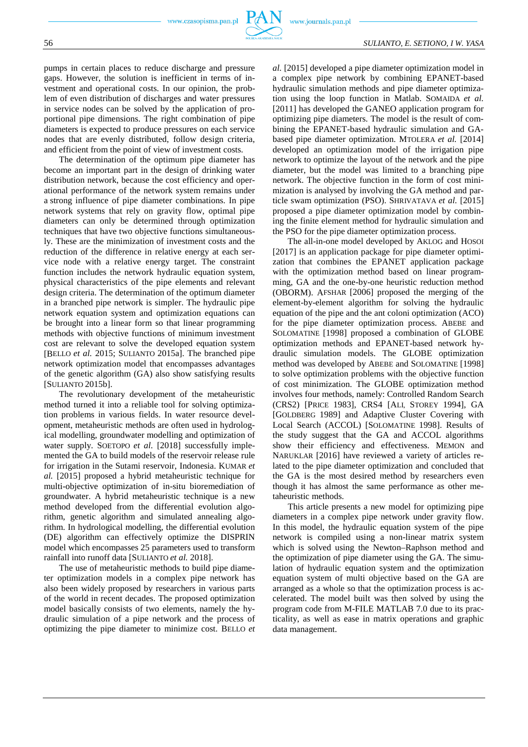pumps in certain places to reduce discharge and pressure gaps. However, the solution is inefficient in terms of investment and operational costs. In our opinion, the problem of even distribution of discharges and water pressures in service nodes can be solved by the application of proportional pipe dimensions. The right combination of pipe diameters is expected to produce pressures on each service nodes that are evenly distributed, follow design criteria, and efficient from the point of view of investment costs.

The determination of the optimum pipe diameter has become an important part in the design of drinking water distribution network, because the cost efficiency and operational performance of the network system remains under a strong influence of pipe diameter combinations. In pipe network systems that rely on gravity flow, optimal pipe diameters can only be determined through optimization techniques that have two objective functions simultaneously. These are the minimization of investment costs and the reduction of the difference in relative energy at each service node with a relative energy target. The constraint function includes the network hydraulic equation system, physical characteristics of the pipe elements and relevant design criteria. The determination of the optimum diameter in a branched pipe network is simpler. The hydraulic pipe network equation system and optimization equations can be brought into a linear form so that linear programming methods with objective functions of minimum investment cost are relevant to solve the developed equation system [BELLO *et al.* 2015; SULIANTO 2015a]. The branched pipe network optimization model that encompasses advantages of the genetic algorithm (GA) also show satisfying results [SULIANTO 2015b].

The revolutionary development of the metaheuristic method turned it into a reliable tool for solving optimization problems in various fields. In water resource development, metaheuristic methods are often used in hydrological modelling, groundwater modelling and optimization of water supply. SOETOPO *et al.* [2018] successfully implemented the GA to build models of the reservoir release rule for irrigation in the Sutami reservoir, Indonesia. KUMAR *et al.* [2015] proposed a hybrid metaheuristic technique for multi-objective optimization of in-situ bioremediation of groundwater. A hybrid metaheuristic technique is a new method developed from the differential evolution algorithm, genetic algorithm and simulated annealing algorithm. In hydrological modelling, the differential evolution (DE) algorithm can effectively optimize the DISPRIN model which encompasses 25 parameters used to transform rainfall into runoff data [SULIANTO *et al.* 2018].

The use of metaheuristic methods to build pipe diameter optimization models in a complex pipe network has also been widely proposed by researchers in various parts of the world in recent decades. The proposed optimization model basically consists of two elements, namely the hydraulic simulation of a pipe network and the process of optimizing the pipe diameter to minimize cost. BELLO *et al.* [2015] developed a pipe diameter optimization model in a complex pipe network by combining EPANET-based hydraulic simulation methods and pipe diameter optimization using the loop function in Matlab. SOMAIDA *et al.* [2011] has developed the GANEO application program for optimizing pipe diameters. The model is the result of combining the EPANET-based hydraulic simulation and GA-based pipe diameter optimization. MTOLERA *et al.* [2014] developed an optimization model of the irrigation pipe network to optimize the layout of the network and the pipe diameter, but the model was limited to a branching pipe network. The objective function in the form of cost minimization is analysed by involving the GA method and particle swam optimization (PSO). SHRIVATAVA *et al.* [2015] proposed a pipe diameter optimization model by combining the finite element method for hydraulic simulation and the PSO for the pipe diameter optimization process.

The all-in-one model developed by AKLOG and HOSOI [2017] is an application package for pipe diameter optimization that combines the EPANET application package with the optimization method based on linear programming, GA and the one-by-one heuristic reduction method (OBORM). AFSHAR [2006] proposed the merging of the element-by-element algorithm for solving the hydraulic equation of the pipe and the ant coloni optimization (ACO) for the pipe diameter optimization process. ABEBE and SOLOMATINE [1998] proposed a combination of GLOBE optimization methods and EPANET-based network hydraulic simulation models. The GLOBE optimization method was developed by ABEBE and SOLOMATINE [1998] to solve optimization problems with the objective function of cost minimization. The GLOBE optimization method involves four methods, namely: Controlled Random Search (CRS2) [PRICE 1983], CRS4 [ALI, STOREY 1994], GA [GOLDBERG 1989] and Adaptive Cluster Covering with Local Search (ACCOL) [SOLOMATINE 1998]. Results of the study suggest that the GA and ACCOL algorithms show their efficiency and effectiveness. MEMON and NARUKLAR [2016] have reviewed a variety of articles related to the pipe diameter optimization and concluded that the GA is the most desired method by researchers even though it has almost the same performance as other metaheuristic methods.

This article presents a new model for optimizing pipe diameters in a complex pipe network under gravity flow. In this model, the hydraulic equation system of the pipe network is compiled using a non-linear matrix system which is solved using the Newton–Raphson method and the optimization of pipe diameter using the GA. The simulation of hydraulic equation system and the optimization equation system of multi objective based on the GA are arranged as a whole so that the optimization process is accelerated. The model built was then solved by using the program code from M-FILE MATLAB 7.0 due to its practicality, as well as ease in matrix operations and graphic data management.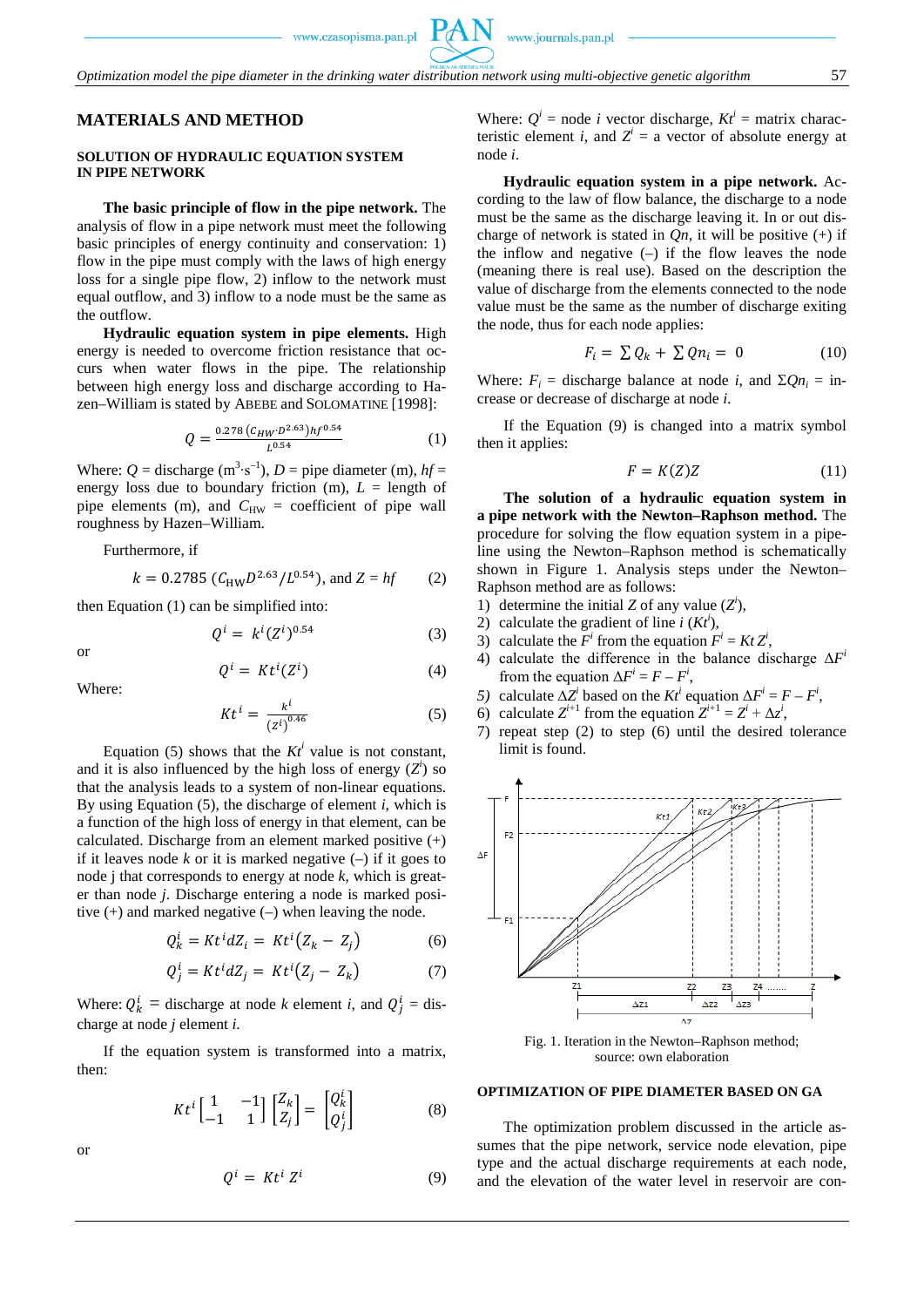## MATERIALS AND METHOD

### SOLUTION OF HYDRAULIC EQUATION SYSTEM IN PIPE NETWORK

**The basic principle of flow in the pipe network.** The analysis of flow in a pipe network must meet the following basic principles of energy continuity and conservation: 1) flow in the pipe must comply with the laws of high energy loss for a single pipe flow, 2) inflow to the network must equal outflow, and 3) inflow to a node must be the same as the outflow.

**Hydraulic equation system in pipe elements.** High energy is needed to overcome friction resistance that occurs when water flows in the pipe. The relationship between high energy loss and discharge according to Hazen–William is stated by ABEBE and SOLOMATINE [1998]:

$$Q = \frac{0.278\,(C_{HW}{\cdot}D^{2.63})hf^{0.54}}{L^{0.54}} \tag{1}$$

Where: $Q$ = discharge ($m^3 \cdot s^{-1}$), $D$ = pipe diameter (m), $hf$ = energy loss due to boundary friction (m), $L$ = length of pipe elements (m), and $C_{HW}$ = coefficient of pipe wall roughness by Hazen–William.

Furthermore, if

$$k = 0.2785\ (C_{HW}D^{2.63}/L^{0.54}),\ \text{and}\ Z = hf \tag{2}$$

then Equation (1) can be simplified into:

$$Q^i = k^i (Z^i)^{0.54} \tag{3}$$

or

$$Q^i = Kt^i (Z^i) \tag{4}$$

Where:

$$Kt^i = \frac{k^i}{(z^i)^{0.46}} \tag{5}$$

Equation (5) shows that the $Kt^i$ value is not constant, and it is also influenced by the high loss of energy ($Z^i$) so that the analysis leads to a system of non-linear equations. By using Equation (5), the discharge of element $i$, which is a function of the high loss of energy in that element, can be calculated. Discharge from an element marked positive (+) if it leaves node $k$ or it is marked negative (–) if it goes to node j that corresponds to energy at node $k$, which is greater than node $j$. Discharge entering a node is marked positive (+) and marked negative (–) when leaving the node.

$$Q_k^i = Kt^i dZ_i = Kt^i (Z_k - Z_j) \tag{6}$$

$$Q_j^i = Kt^i dZ_j = Kt^i (Z_j - Z_k) \tag{7}$$

Where: $Q_k^i$ = discharge at node $k$ element $i$, and $Q_j^i$ = discharge at node $j$ element $i$.

If the equation system is transformed into a matrix, then:

$$Kt^i \begin{bmatrix} 1 & -1 \\ -1 & 1 \end{bmatrix} \begin{bmatrix} Z_k \\ Z_j \end{bmatrix} = \begin{bmatrix} Q_k^i \\ Q_j^i \end{bmatrix} \tag{8}$$

or

$$Q^i = Kt^i Z^i \tag{9}$$

Where: $Q^i$ = node $i$ vector discharge, $Kt^i$ = matrix characteristic element $i$, and $Z^i$ = a vector of absolute energy at node $i$.

**Hydraulic equation system in a pipe network.** According to the law of flow balance, the discharge to a node must be the same as the discharge leaving it. In or out discharge of network is stated in $Qn$, it will be positive (+) if the inflow and negative (–) if the flow leaves the node (meaning there is real use). Based on the description the value of discharge from the elements connected to the node value must be the same as the number of discharge exiting the node, thus for each node applies:

$$F_i = \sum Q_k + \sum Qn_i = 0 \tag{10}$$

Where: $F_i$ = discharge balance at node $i$, and $\Sigma Qn_i$ = increase or decrease of discharge at node $i$.

If the Equation (9) is changed into a matrix symbol then it applies:

$$F = K(Z)Z \tag{11}$$

**The solution of a hydraulic equation system in a pipe network with the Newton–Raphson method.** The procedure for solving the flow equation system in a pipeline using the Newton–Raphson method is schematically shown in Figure 1. Analysis steps under the Newton–Raphson method are as follows:

1) determine the initial $Z$ of any value ($Z^i$),
2) calculate the gradient of line $i$ ($Kt^i$),
3) calculate the $F^i$ from the equation $F^i = Kt\,Z^i$,
4) calculate the difference in the balance discharge $\Delta F^i$ from the equation $\Delta F^i = F - F^i$,
5) calculate $\Delta Z^i$ based on the $Kt^i$ equation $\Delta F^i = F - F^i$,
6) calculate $Z^{i+1}$ from the equation $Z^{i+1} = Z^i + \Delta z^i$,
7) repeat step (2) to step (6) until the desired tolerance limit is found.

Fig. 1. Iteration in the Newton–Raphson method; source: own elaboration

### OPTIMIZATION OF PIPE DIAMETER BASED ON GA

The optimization problem discussed in the article assumes that the pipe network, service node elevation, pipe type and the actual discharge requirements at each node, and the elevation of the water level in reservoir are con-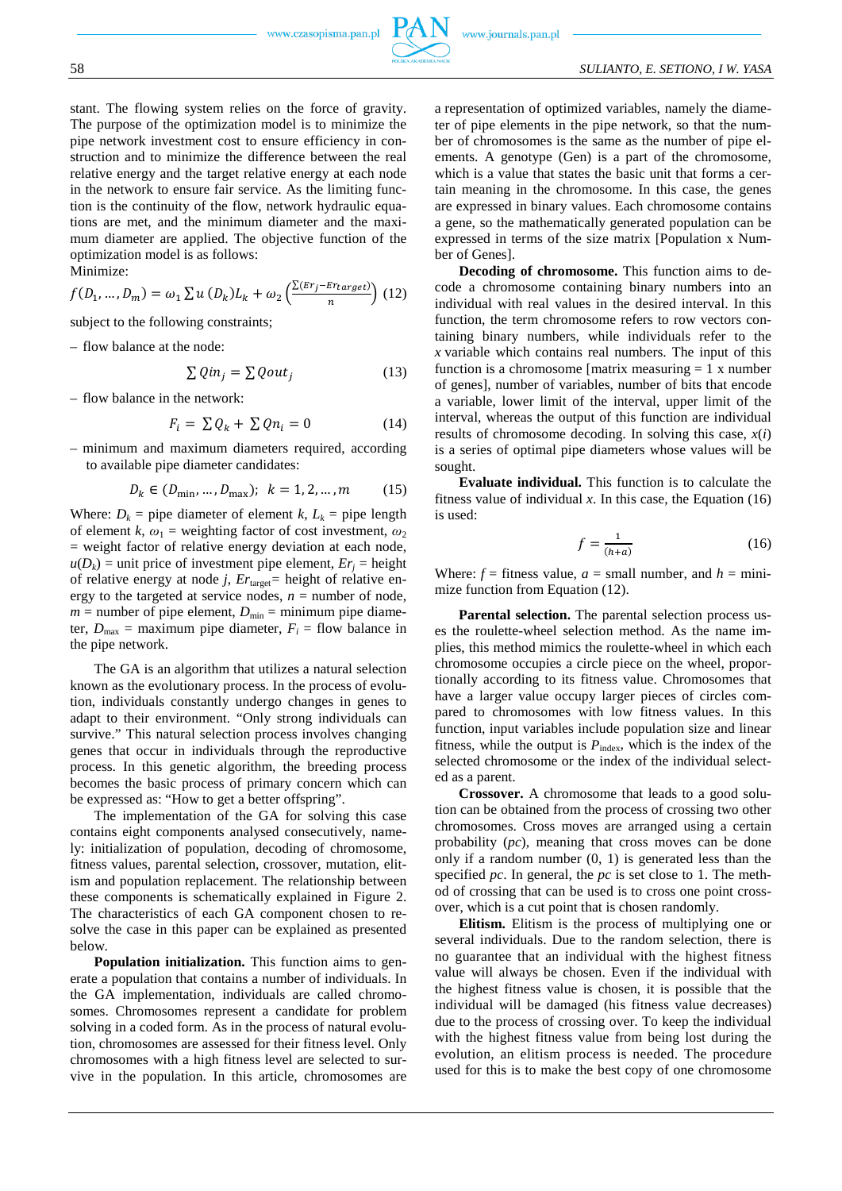stant. The flowing system relies on the force of gravity. The purpose of the optimization model is to minimize the pipe network investment cost to ensure efficiency in construction and to minimize the difference between the real relative energy and the target relative energy at each node in the network to ensure fair service. As the limiting function is the continuity of the flow, network hydraulic equations are met, and the minimum diameter and the maximum diameter are applied. The objective function of the optimization model is as follows:

Minimize:

$$f(D_1, \ldots, D_m) = \omega_1 \sum u\,(D_k) L_k + \omega_2 \left( \frac{\sum (Er_j - Er_{target})}{n} \right) \quad (12)$$

subject to the following constraints;

– flow balance at the node:

$$\sum Qin_j = \sum Qout_j \quad (13)$$

– flow balance in the network:

$$F_i = \sum Q_k + \sum Qn_i = 0 \quad (14)$$

– minimum and maximum diameters required, according to available pipe diameter candidates:

$$D_k \in (D_{\min}, \ldots, D_{\max}); \;\; k = 1, 2, \ldots, m \quad (15)$$

Where: $D_k$ = pipe diameter of element $k$, $L_k$ = pipe length of element $k$, $\omega_1$ = weighting factor of cost investment, $\omega_2$ = weight factor of relative energy deviation at each node, $u(D_k)$ = unit price of investment pipe element, $Er_j$ = height of relative energy at node $j$, $Er_{target}$= height of relative energy to the targeted at service nodes, $n$ = number of node, $m$ = number of pipe element, $D_{\min}$ = minimum pipe diameter, $D_{\max}$ = maximum pipe diameter, $F_i$ = flow balance in the pipe network.

The GA is an algorithm that utilizes a natural selection known as the evolutionary process. In the process of evolution, individuals constantly undergo changes in genes to adapt to their environment. "Only strong individuals can survive." This natural selection process involves changing genes that occur in individuals through the reproductive process. In this genetic algorithm, the breeding process becomes the basic process of primary concern which can be expressed as: "How to get a better offspring".

The implementation of the GA for solving this case contains eight components analysed consecutively, namely: initialization of population, decoding of chromosome, fitness values, parental selection, crossover, mutation, elitism and population replacement. The relationship between these components is schematically explained in Figure 2. The characteristics of each GA component chosen to resolve the case in this paper can be explained as presented below.

**Population initialization.** This function aims to generate a population that contains a number of individuals. In the GA implementation, individuals are called chromosomes. Chromosomes represent a candidate for problem solving in a coded form. As in the process of natural evolution, chromosomes are assessed for their fitness level. Only chromosomes with a high fitness level are selected to survive in the population. In this article, chromosomes are a representation of optimized variables, namely the diameter of pipe elements in the pipe network, so that the number of chromosomes is the same as the number of pipe elements. A genotype (Gen) is a part of the chromosome, which is a value that states the basic unit that forms a certain meaning in the chromosome. In this case, the genes are expressed in binary values. Each chromosome contains a gene, so the mathematically generated population can be expressed in terms of the size matrix [Population x Number of Genes].

**Decoding of chromosome.** This function aims to decode a chromosome containing binary numbers into an individual with real values in the desired interval. In this function, the term chromosome refers to row vectors containing binary numbers, while individuals refer to the $x$ variable which contains real numbers. The input of this function is a chromosome [matrix measuring = 1 x number of genes], number of variables, number of bits that encode a variable, lower limit of the interval, upper limit of the interval, whereas the output of this function are individual results of chromosome decoding. In solving this case, $x(i)$ is a series of optimal pipe diameters whose values will be sought.

**Evaluate individual.** This function is to calculate the fitness value of individual $x$. In this case, the Equation (16) is used:

$$f = \frac{1}{(h+a)} \quad (16)$$

Where: $f$ = fitness value, $a$ = small number, and $h$ = minimize function from Equation (12).

**Parental selection.** The parental selection process uses the roulette-wheel selection method. As the name implies, this method mimics the roulette-wheel in which each chromosome occupies a circle piece on the wheel, proportionally according to its fitness value. Chromosomes that have a larger value occupy larger pieces of circles compared to chromosomes with low fitness values. In this function, input variables include population size and linear fitness, while the output is $P_{\text{index}}$, which is the index of the selected chromosome or the index of the individual selected as a parent.

**Crossover.** A chromosome that leads to a good solution can be obtained from the process of crossing two other chromosomes. Cross moves are arranged using a certain probability ($pc$), meaning that cross moves can be done only if a random number (0, 1) is generated less than the specified $pc$. In general, the $pc$ is set close to 1. The method of crossing that can be used is to cross one point crossover, which is a cut point that is chosen randomly.

**Elitism.** Elitism is the process of multiplying one or several individuals. Due to the random selection, there is no guarantee that an individual with the highest fitness value will always be chosen. Even if the individual with the highest fitness value is chosen, it is possible that the individual will be damaged (his fitness value decreases) due to the process of crossing over. To keep the individual with the highest fitness value from being lost during the evolution, an elitism process is needed. The procedure used for this is to make the best copy of one chromosome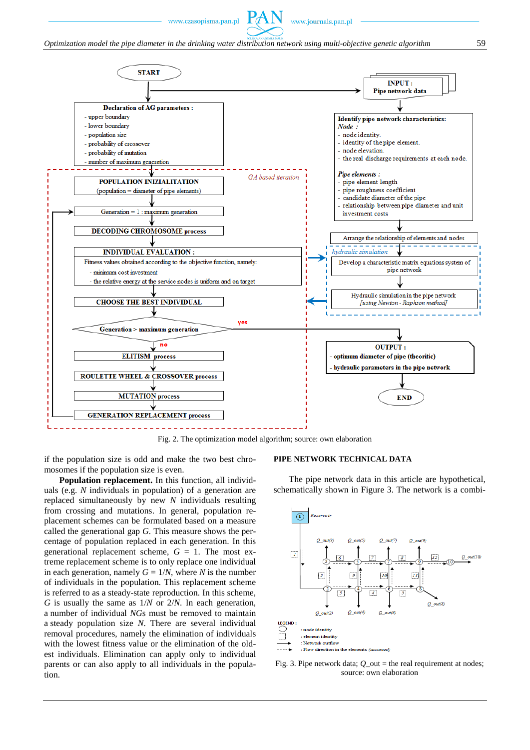Fig. 2. The optimization model algorithm; source: own elaboration

if the population size is odd and make the two best chromosomes if the population size is even.

**Population replacement.** In this function, all individuals (e.g. $N$ individuals in population) of a generation are replaced simultaneously by new $N$ individuals resulting from crossing and mutations. In general, population replacement schemes can be formulated based on a measure called the generational gap $G$. This measure shows the percentage of population replaced in each generation. In this generational replacement scheme, $G = 1$. The most extreme replacement scheme is to only replace one individual in each generation, namely $G = 1/N$, where $N$ is the number of individuals in the population. This replacement scheme is referred to as a steady-state reproduction. In this scheme, $G$ is usually the same as $1/N$ or $2/N$. In each generation, a number of individual $NG$s must be removed to maintain a steady population size $N$. There are several individual removal procedures, namely the elimination of individuals with the lowest fitness value or the elimination of the oldest individuals. Elimination can apply only to individual parents or can also apply to all individuals in the population.

## PIPE NETWORK TECHNICAL DATA

The pipe network data in this article are hypothetical, schematically shown in Figure 3. The network is a combi-

Fig. 3. Pipe network data; Q_out = the real requirement at nodes; source: own elaboration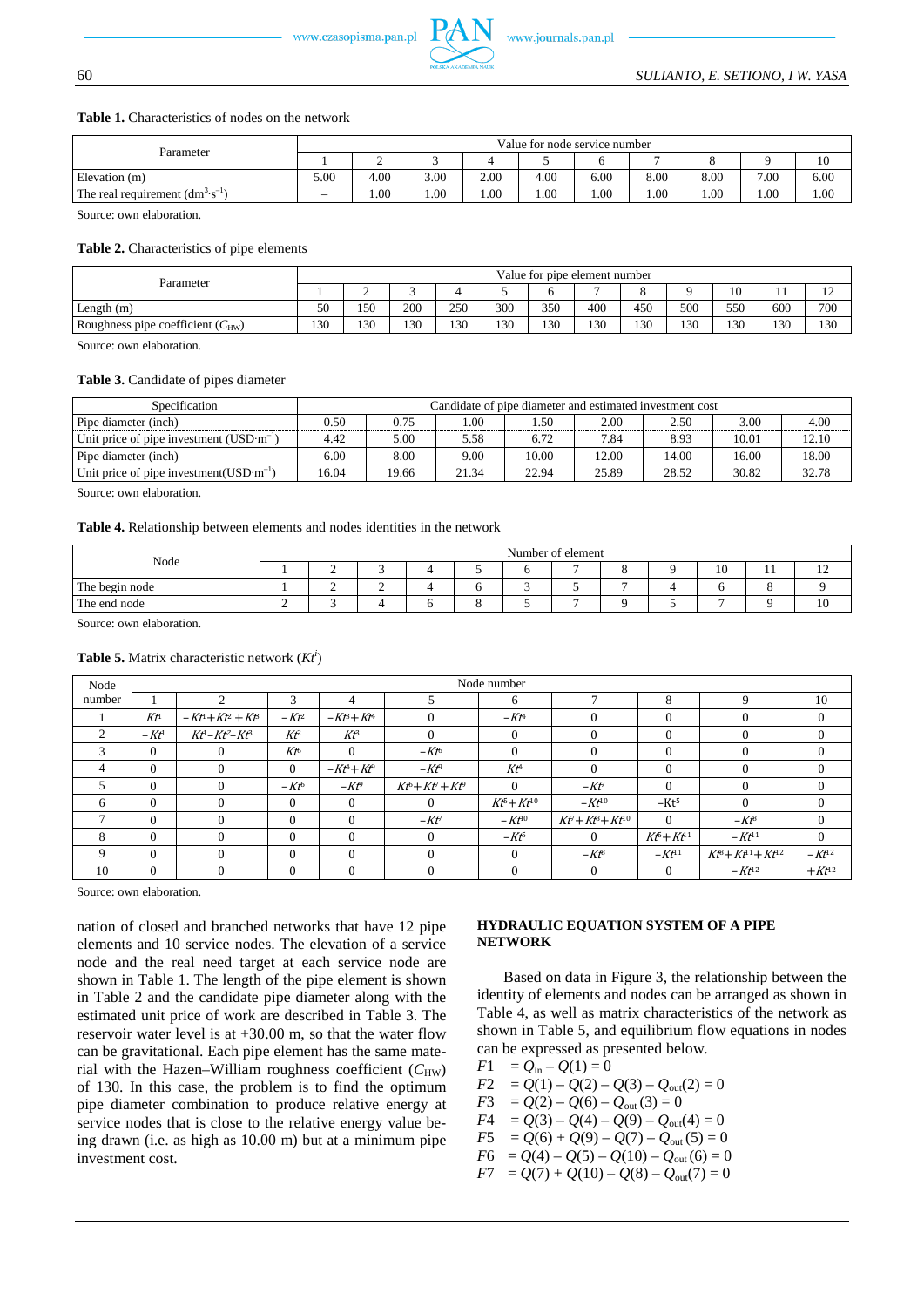**Table 1.** Characteristics of nodes on the network

| Parameter | Value for node service number | | | | | | | | | |
|---|---|---|---|---|---|---|---|---|---|---|
| | 1 | 2 | 3 | 4 | 5 | 6 | 7 | 8 | 9 | 10 |
| Elevation (m) | 5.00 | 4.00 | 3.00 | 2.00 | 4.00 | 6.00 | 8.00 | 8.00 | 7.00 | 6.00 |
| The real requirement ($dm^3 \cdot s^{-1}$) | – | 1.00 | 1.00 | 1.00 | 1.00 | 1.00 | 1.00 | 1.00 | 1.00 | 1.00 |

Source: own elaboration.

**Table 2.** Characteristics of pipe elements

| Parameter | Value for pipe element number | | | | | | | | | | | |
|---|---|---|---|---|---|---|---|---|---|---|---|---|
| | 1 | 2 | 3 | 4 | 5 | 6 | 7 | 8 | 9 | 10 | 11 | 12 |
| Length (m) | 50 | 150 | 200 | 250 | 300 | 350 | 400 | 450 | 500 | 550 | 600 | 700 |
| Roughness pipe coefficient ($C_{HW}$) | 130 | 130 | 130 | 130 | 130 | 130 | 130 | 130 | 130 | 130 | 130 | 130 |

Source: own elaboration.

**Table 3.** Candidate of pipes diameter

| Specification | Candidate of pipe diameter and estimated investment cost | | | | | | | |
|---|---|---|---|---|---|---|---|---|
| Pipe diameter (inch) | 0.50 | 0.75 | 1.00 | 1.50 | 2.00 | 2.50 | 3.00 | 4.00 |
| Unit price of pipe investment ($USD \cdot m^{-1}$) | 4.42 | 5.00 | 5.58 | 6.72 | 7.84 | 8.93 | 10.01 | 12.10 |
| Pipe diameter (inch) | 6.00 | 8.00 | 9.00 | 10.00 | 12.00 | 14.00 | 16.00 | 18.00 |
| Unit price of pipe investment($USD \cdot m^{-1}$) | 16.04 | 19.66 | 21.34 | 22.94 | 25.89 | 28.52 | 30.82 | 32.78 |

Source: own elaboration.

**Table 4.** Relationship between elements and nodes identities in the network

| Node | Number of element | | | | | | | | | | | |
|---|---|---|---|---|---|---|---|---|---|---|---|---|
| | 1 | 2 | 3 | 4 | 5 | 6 | 7 | 8 | 9 | 10 | 11 | 12 |
| The begin node | 1 | 2 | 2 | 4 | 6 | 3 | 5 | 7 | 4 | 6 | 8 | 9 |
| The end node | 2 | 3 | 4 | 6 | 8 | 5 | 7 | 9 | 5 | 7 | 9 | 10 |

Source: own elaboration.

**Table 5.** Matrix characteristic network ($Kt^i$)

| Node number | Node number | | | | | | | | | |
|---|---|---|---|---|---|---|---|---|---|---|
| | 1 | 2 | 3 | 4 | 5 | 6 | 7 | 8 | 9 | 10 |
| 1 | $Kt^1$ | $-Kt^1+Kt^2+Kt^3$ | $-Kt^2$ | $-Kt^3+Kt^4$ | 0 | $-Kt^4$ | 0 | 0 | 0 | 0 |
| 2 | $-Kt^1$ | $Kt^1-Kt^2-Kt^3$ | $Kt^2$ | $Kt^3$ | 0 | 0 | 0 | 0 | 0 | 0 |
| 3 | 0 | 0 | $Kt^6$ | 0 | $-Kt^6$ | 0 | 0 | 0 | 0 | 0 |
| 4 | 0 | 0 | 0 | $-Kt^4+Kt^9$ | $-Kt^9$ | $Kt^4$ | 0 | 0 | 0 | 0 |
| 5 | 0 | 0 | $-Kt^6$ | $-Kt^9$ | $Kt^6+Kt^7+Kt^9$ | 0 | $-Kt^7$ | 0 | 0 | 0 |
| 6 | 0 | 0 | 0 | 0 | 0 | $Kt^5+Kt^{10}$ | $-Kt^{10}$ | $-Kt^5$ | 0 | 0 |
| 7 | 0 | 0 | 0 | 0 | $-Kt^7$ | $-Kt^{10}$ | $Kt^7+Kt^8+Kt^{10}$ | 0 | $-Kt^8$ | 0 |
| 8 | 0 | 0 | 0 | 0 | 0 | $-Kt^5$ | 0 | $Kt^5+Kt^{11}$ | $-Kt^{11}$ | 0 |
| 9 | 0 | 0 | 0 | 0 | 0 | 0 | $-Kt^8$ | $-Kt^{11}$ | $Kt^8+Kt^{11}+Kt^{12}$ | $-Kt^{12}$ |
| 10 | 0 | 0 | 0 | 0 | 0 | 0 | 0 | 0 | $-Kt^{12}$ | $+Kt^{12}$ |

Source: own elaboration.

nation of closed and branched networks that have 12 pipe elements and 10 service nodes. The elevation of a service node and the real need target at each service node are shown in Table 1. The length of the pipe element is shown in Table 2 and the candidate pipe diameter along with the estimated unit price of work are described in Table 3. The reservoir water level is at +30.00 m, so that the water flow can be gravitational. Each pipe element has the same material with the Hazen–William roughness coefficient ($C_{HW}$) of 130. In this case, the problem is to find the optimum pipe diameter combination to produce relative energy at service nodes that is close to the relative energy value being drawn (i.e. as high as 10.00 m) but at a minimum pipe investment cost.

## HYDRAULIC EQUATION SYSTEM OF A PIPE NETWORK

Based on data in Figure 3, the relationship between the identity of elements and nodes can be arranged as shown in Table 4, as well as matrix characteristics of the network as shown in Table 5, and equilibrium flow equations in nodes can be expressed as presented below.

$F1 \;= Q_{in} - Q(1) = 0$

$F2 \;= Q(1) - Q(2) - Q(3) - Q_{out}(2) = 0$

$F3 \;= Q(2) - Q(6) - Q_{out}(3) = 0$

$F4 \;= Q(3) - Q(4) - Q(9) - Q_{out}(4) = 0$

$F5 \;= Q(6) + Q(9) - Q(7) - Q_{out}(5) = 0$

$F6 \;= Q(4) - Q(5) - Q(10) - Q_{out}(6) = 0$

$F7 \;= Q(7) + Q(10) - Q(8) - Q_{out}(7) = 0$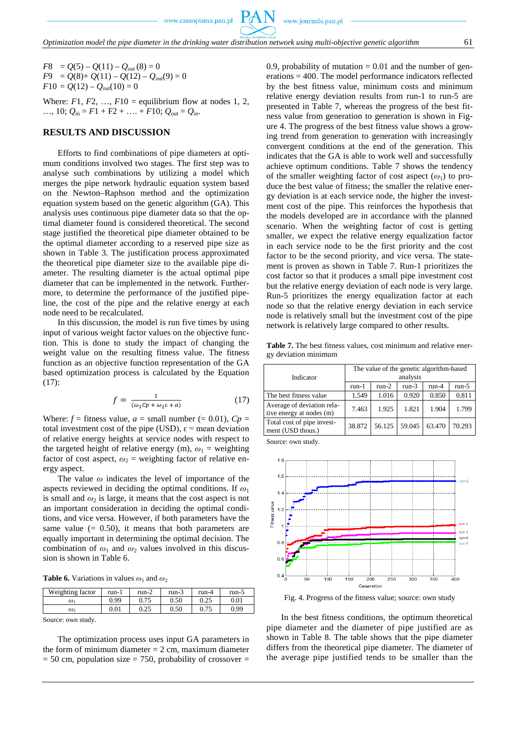$F8 \;\; = Q(5) - Q(11) - Q_{out}(8) = 0$
$F9 \;\; = Q(8) + Q(11) - Q(12) - Q_{out}(9) = 0$
$F10 = Q(12) - Q_{out}(10) = 0$

Where: $F1, F2, \ldots, F10$ = equilibrium flow at nodes 1, 2, …, 10; $Q_{in} = F1 + F2 + \ldots + F10$; $Q_{out} = Q_{in}$.

## RESULTS AND DISCUSSION

Efforts to find combinations of pipe diameters at optimum conditions involved two stages. The first step was to analyse such combinations by utilizing a model which merges the pipe network hydraulic equation system based on the Newton–Raphson method and the optimization equation system based on the genetic algorithm (GA). This analysis uses continuous pipe diameter data so that the optimal diameter found is considered theoretical. The second stage justified the theoretical pipe diameter obtained to be the optimal diameter according to a reserved pipe size as shown in Table 3. The justification process approximated the theoretical pipe diameter size to the available pipe diameter. The resulting diameter is the actual optimal pipe diameter that can be implemented in the network. Furthermore, to determine the performance of the justified pipeline, the cost of the pipe and the relative energy at each node need to be recalculated.

In this discussion, the model is run five times by using input of various weight factor values on the objective function. This is done to study the impact of changing the weight value on the resulting fitness value. The fitness function as an objective function representation of the GA based optimization process is calculated by the Equation (17):

$$f = \frac{1}{(\omega_1 Cp + \omega_2 \varepsilon + a)} \tag{17}$$

Where: $f$ = fitness value, $a$ = small number (= 0.01), $Cp$ = total investment cost of the pipe (USD), $\varepsilon$ = mean deviation of relative energy heights at service nodes with respect to the targeted height of relative energy (m), $\omega_1$ = weighting factor of cost aspect, $\omega_2$ = weighting factor of relative energy aspect.

The value $\omega$ indicates the level of importance of the aspects reviewed in deciding the optimal conditions. If $\omega_1$ is small and $\omega_2$ is large, it means that the cost aspect is not an important consideration in deciding the optimal conditions, and vice versa. However, if both parameters have the same value (= 0.50), it means that both parameters are equally important in determining the optimal decision. The combination of $\omega_1$ and $\omega_2$ values involved in this discussion is shown in Table 6.

**Table 6.** Variations in values $\omega_1$ and $\omega_2$

| Weighting factor | run-1 | run-2 | run-3 | run-4 | run-5 |
|---|---|---|---|---|---|
| $\omega_1$ | 0.99 | 0.75 | 0.50 | 0.25 | 0.01 |
| $\omega_2$ | 0.01 | 0.25 | 0.50 | 0.75 | 0.99 |

Source: own study.

The optimization process uses input GA parameters in the form of minimum diameter = 2 cm, maximum diameter = 50 cm, population size = 750, probability of crossover = 0.9, probability of mutation = 0.01 and the number of generations = 400. The model performance indicators reflected by the best fitness value, minimum costs and minimum relative energy deviation results from run-1 to run-5 are presented in Table 7, whereas the progress of the best fitness value from generation to generation is shown in Figure 4. The progress of the best fitness value shows a growing trend from generation to generation with increasingly convergent conditions at the end of the generation. This indicates that the GA is able to work well and successfully achieve optimum conditions. Table 7 shows the tendency of the smaller weighting factor of cost aspect ($\omega_1$) to produce the best value of fitness; the smaller the relative energy deviation is at each service node, the higher the investment cost of the pipe. This reinforces the hypothesis that the models developed are in accordance with the planned scenario. When the weighting factor of cost is getting smaller, we expect the relative energy equalization factor in each service node to be the first priority and the cost factor to be the second priority, and vice versa. The statement is proven as shown in Table 7. Run-1 prioritizes the cost factor so that it produces a small pipe investment cost but the relative energy deviation of each node is very large. Run-5 prioritizes the energy equalization factor at each node so that the relative energy deviation in each service node is relatively small but the investment cost of the pipe network is relatively large compared to other results.

**Table 7.** The best fitness values, cost minimum and relative energy deviation minimum

| Indicator | The value of the genetic algorithm-based analysis | | | | |
|---|---|---|---|---|---|
| | run-1 | run-2 | run-3 | run-4 | run-5 |
| The best fitness value | 1.549 | 1.016 | 0.920 | 0.850 | 0.811 |
| Average of deviation relative energy at nodes (m) | 7.463 | 1.925 | 1.821 | 1.904 | 1.799 |
| Total cost of pipe investment (USD thous.) | 38.872 | 56.125 | 59.045 | 63.470 | 70.293 |

Source: own study.

Fig. 4. Progress of the fitness value; source: own study

In the best fitness conditions, the optimum theoretical pipe diameter and the diameter of pipe justified are as shown in Table 8. The table shows that the pipe diameter differs from the theoretical pipe diameter. The diameter of the average pipe justified tends to be smaller than the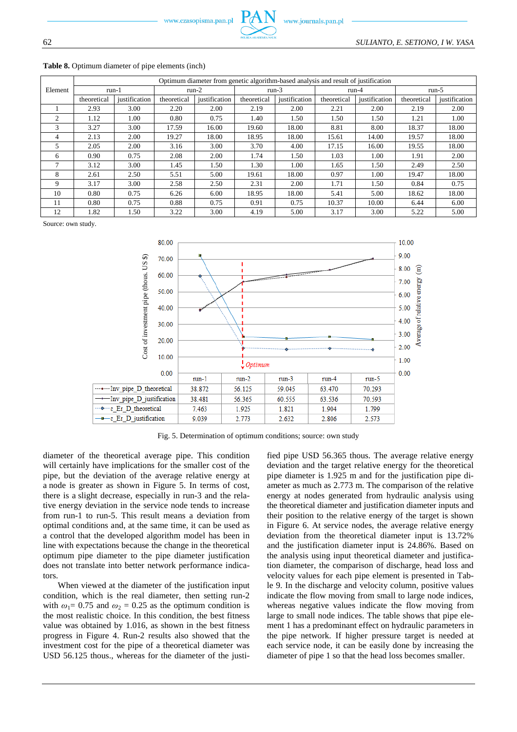**Table 8.** Optimum diameter of pipe elements (inch)

| Element | Optimum diameter from genetic algorithm-based analysis and result of justification | | | | | | | | | |
|---|---|---|---|---|---|---|---|---|---|---|
| | run-1 | | run-2 | | run-3 | | run-4 | | run-5 | |
| | theoretical | justification | theoretical | justification | theoretical | justification | theoretical | justification | theoretical | justification |
| 1 | 2.93 | 3.00 | 2.20 | 2.00 | 2.19 | 2.00 | 2.21 | 2.00 | 2.19 | 2.00 |
| 2 | 1.12 | 1.00 | 0.80 | 0.75 | 1.40 | 1.50 | 1.50 | 1.50 | 1.21 | 1.00 |
| 3 | 3.27 | 3.00 | 17.59 | 16.00 | 19.60 | 18.00 | 8.81 | 8.00 | 18.37 | 18.00 |
| 4 | 2.13 | 2.00 | 19.27 | 18.00 | 18.95 | 18.00 | 15.61 | 14.00 | 19.57 | 18.00 |
| 5 | 2.05 | 2.00 | 3.16 | 3.00 | 3.70 | 4.00 | 17.15 | 16.00 | 19.55 | 18.00 |
| 6 | 0.90 | 0.75 | 2.08 | 2.00 | 1.74 | 1.50 | 1.03 | 1.00 | 1.91 | 2.00 |
| 7 | 3.12 | 3.00 | 1.45 | 1.50 | 1.30 | 1.00 | 1.65 | 1.50 | 2.49 | 2.50 |
| 8 | 2.61 | 2.50 | 5.51 | 5.00 | 19.61 | 18.00 | 0.97 | 1.00 | 19.47 | 18.00 |
| 9 | 3.17 | 3.00 | 2.58 | 2.50 | 2.31 | 2.00 | 1.71 | 1.50 | 0.84 | 0.75 |
| 10 | 0.80 | 0.75 | 6.26 | 6.00 | 18.95 | 18.00 | 5.41 | 5.00 | 18.62 | 18.00 |
| 11 | 0.80 | 0.75 | 0.88 | 0.75 | 0.91 | 0.75 | 10.37 | 10.00 | 6.44 | 6.00 |
| 12 | 1.82 | 1.50 | 3.22 | 3.00 | 4.19 | 5.00 | 3.17 | 3.00 | 5.22 | 5.00 |

Source: own study.

| | run-1 | run-2 | run-3 | run-4 | run-5 |
|---|---|---|---|---|---|
| Inv_pipe_D_theoretical | 38.872 | 56.125 | 59.045 | 63.470 | 70.293 |
| Inv_pipe_D_justification | 38.481 | 56.365 | 60.555 | 63.536 | 70.593 |
| ε_Er_D_theoretical | 7.463 | 1.925 | 1.821 | 1.904 | 1.799 |
| ε_Er_D_justification | 9.039 | 2.773 | 2.632 | 2.806 | 2.573 |

Fig. 5. Determination of optimum conditions; source: own study

diameter of the theoretical average pipe. This condition will certainly have implications for the smaller cost of the pipe, but the deviation of the average relative energy at a node is greater as shown in Figure 5. In terms of cost, there is a slight decrease, especially in run-3 and the relative energy deviation in the service node tends to increase from run-1 to run-5. This result means a deviation from optimal conditions and, at the same time, it can be used as a control that the developed algorithm model has been in line with expectations because the change in the theoretical optimum pipe diameter to the pipe diameter justification does not translate into better network performance indicators.

When viewed at the diameter of the justification input condition, which is the real diameter, then setting run-2 with $\omega_1$= 0.75 and $\omega_2$ = 0.25 as the optimum condition is the most realistic choice. In this condition, the best fitness value was obtained by 1.016, as shown in the best fitness progress in Figure 4. Run-2 results also showed that the investment cost for the pipe of a theoretical diameter was USD 56.125 thous., whereas for the diameter of the justified pipe USD 56.365 thous. The average relative energy deviation and the target relative energy for the theoretical pipe diameter is 1.925 m and for the justification pipe diameter as much as 2.773 m. The comparison of the relative energy at nodes generated from hydraulic analysis using the theoretical diameter and justification diameter inputs and their position to the relative energy of the target is shown in Figure 6. At service nodes, the average relative energy deviation from the theoretical diameter input is 13.72% and the justification diameter input is 24.86%. Based on the analysis using input theoretical diameter and justification diameter, the comparison of discharge, head loss and velocity values for each pipe element is presented in Table 9. In the discharge and velocity column, positive values indicate the flow moving from small to large node indices, whereas negative values indicate the flow moving from large to small node indices. The table shows that pipe element 1 has a predominant effect on hydraulic parameters in the pipe network. If higher pressure target is needed at each service node, it can be easily done by increasing the diameter of pipe 1 so that the head loss becomes smaller.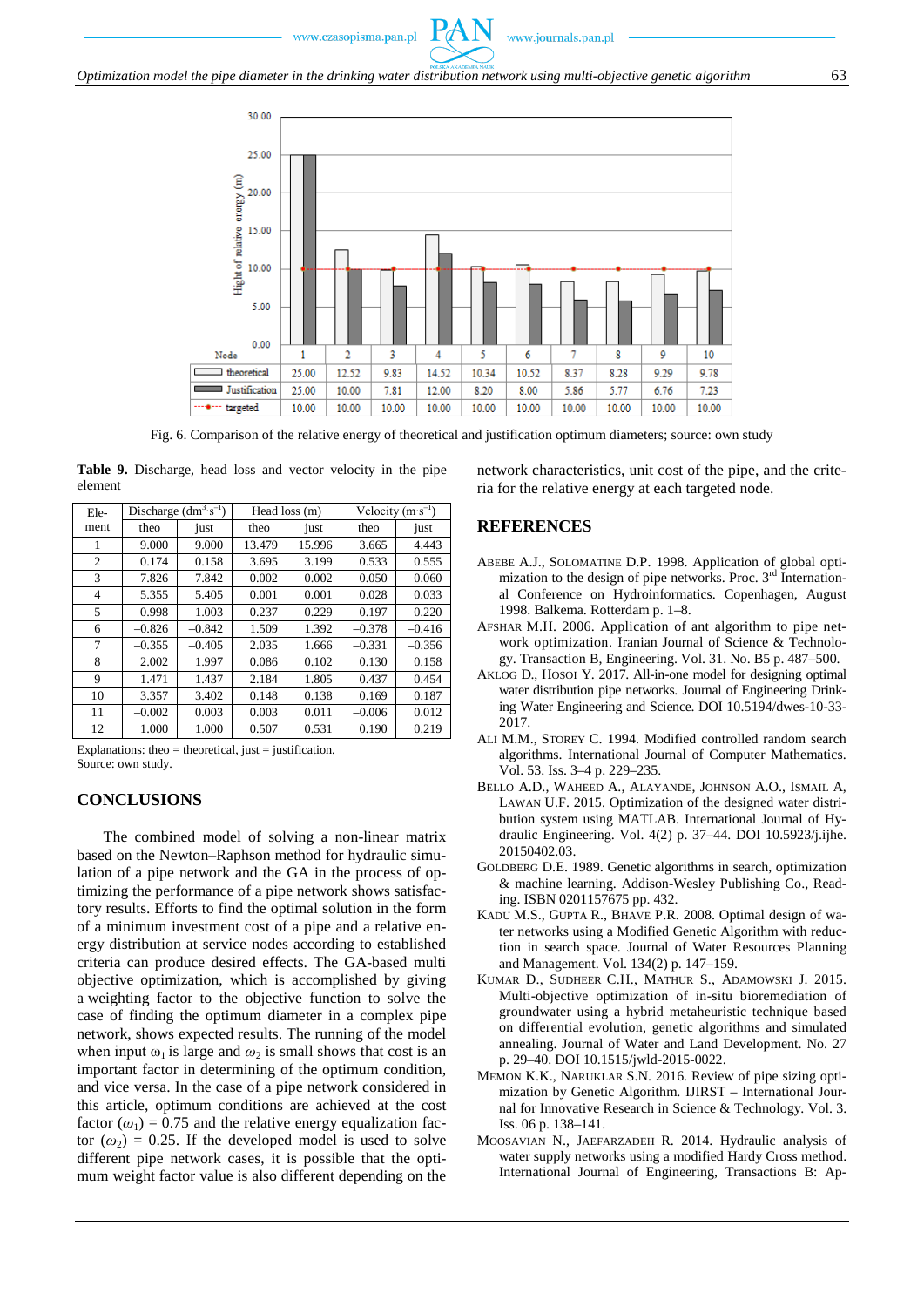| Node | 1 | 2 | 3 | 4 | 5 | 6 | 7 | 8 | 9 | 10 |
|---|---|---|---|---|---|---|---|---|---|---|
| theoretical | 25.00 | 12.52 | 9.83 | 14.52 | 10.34 | 10.52 | 8.37 | 8.28 | 9.29 | 9.78 |
| Justification | 25.00 | 10.00 | 7.81 | 12.00 | 8.20 | 8.00 | 5.86 | 5.77 | 6.76 | 7.23 |
| targeted | 10.00 | 10.00 | 10.00 | 10.00 | 10.00 | 10.00 | 10.00 | 10.00 | 10.00 | 10.00 |

Fig. 6. Comparison of the relative energy of theoretical and justification optimum diameters; source: own study

**Table 9.** Discharge, head loss and vector velocity in the pipe element

| Element | Discharge ($dm^3 \cdot s^{-1}$) | | Head loss (m) | | Velocity ($m \cdot s^{-1}$) | |
|---|---|---|---|---|---|---|
| | theo | just | theo | just | theo | just |
| 1 | 9.000 | 9.000 | 13.479 | 15.996 | 3.665 | 4.443 |
| 2 | 0.174 | 0.158 | 3.695 | 3.199 | 0.533 | 0.555 |
| 3 | 7.826 | 7.842 | 0.002 | 0.002 | 0.050 | 0.060 |
| 4 | 5.355 | 5.405 | 0.001 | 0.001 | 0.028 | 0.033 |
| 5 | 0.998 | 1.003 | 0.237 | 0.229 | 0.197 | 0.220 |
| 6 | –0.826 | –0.842 | 1.509 | 1.392 | –0.378 | –0.416 |
| 7 | –0.355 | –0.405 | 2.035 | 1.666 | –0.331 | –0.356 |
| 8 | 2.002 | 1.997 | 0.086 | 0.102 | 0.130 | 0.158 |
| 9 | 1.471 | 1.437 | 2.184 | 1.805 | 0.437 | 0.454 |
| 10 | 3.357 | 3.402 | 0.148 | 0.138 | 0.169 | 0.187 |
| 11 | –0.002 | 0.003 | 0.003 | 0.011 | –0.006 | 0.012 |
| 12 | 1.000 | 1.000 | 0.507 | 0.531 | 0.190 | 0.219 |

Explanations: theo = theoretical, just = justification.
Source: own study.

## CONCLUSIONS

The combined model of solving a non-linear matrix based on the Newton–Raphson method for hydraulic simulation of a pipe network and the GA in the process of optimizing the performance of a pipe network shows satisfactory results. Efforts to find the optimal solution in the form of a minimum investment cost of a pipe and a relative energy distribution at service nodes according to established criteria can produce desired effects. The GA-based multi objective optimization, which is accomplished by giving a weighting factor to the objective function to solve the case of finding the optimum diameter in a complex pipe network, shows expected results. The running of the model when input $\omega_1$ is large and $\omega_2$ is small shows that cost is an important factor in determining of the optimum condition, and vice versa. In the case of a pipe network considered in this article, optimum conditions are achieved at the cost factor ($\omega_1$) = 0.75 and the relative energy equalization factor ($\omega_2$) = 0.25. If the developed model is used to solve different pipe network cases, it is possible that the optimum weight factor value is also different depending on the network characteristics, unit cost of the pipe, and the criteria for the relative energy at each targeted node.

## REFERENCES

ABEBE A.J., SOLOMATINE D.P. 1998. Application of global optimization to the design of pipe networks. Proc. 3rd International Conference on Hydroinformatics. Copenhagen, August 1998. Balkema. Rotterdam p. 1–8.

AFSHAR M.H. 2006. Application of ant algorithm to pipe network optimization. Iranian Journal of Science & Technology. Transaction B, Engineering. Vol. 31. No. B5 p. 487–500.

AKLOG D., HOSOI Y. 2017. All-in-one model for designing optimal water distribution pipe networks. Journal of Engineering Drinking Water Engineering and Science. DOI 10.5194/dwes-10-33-2017.

ALI M.M., STOREY C. 1994. Modified controlled random search algorithms. International Journal of Computer Mathematics. Vol. 53. Iss. 3–4 p. 229–235.

BELLO A.D., WAHEED A., ALAYANDE, JOHNSON A.O., ISMAIL A, LAWAN U.F. 2015. Optimization of the designed water distribution system using MATLAB. International Journal of Hydraulic Engineering. Vol. 4(2) p. 37–44. DOI 10.5923/j.ijhe.20150402.03.

GOLDBERG D.E. 1989. Genetic algorithms in search, optimization & machine learning. Addison-Wesley Publishing Co., Reading. ISBN 0201157675 pp. 432.

KADU M.S., GUPTA R., BHAVE P.R. 2008. Optimal design of water networks using a Modified Genetic Algorithm with reduction in search space. Journal of Water Resources Planning and Management. Vol. 134(2) p. 147–159.

KUMAR D., SUDHEER C.H., MATHUR S., ADAMOWSKI J. 2015. Multi-objective optimization of in-situ bioremediation of groundwater using a hybrid metaheuristic technique based on differential evolution, genetic algorithms and simulated annealing. Journal of Water and Land Development. No. 27 p. 29–40. DOI 10.1515/jwld-2015-0022.

MEMON K.K., NARUKLAR S.N. 2016. Review of pipe sizing optimization by Genetic Algorithm. IJIRST – International Journal for Innovative Research in Science & Technology. Vol. 3. Iss. 06 p. 138–141.

MOOSAVIAN N., JAEFARZADEH R. 2014. Hydraulic analysis of water supply networks using a modified Hardy Cross method. International Journal of Engineering, Transactions B: Ap-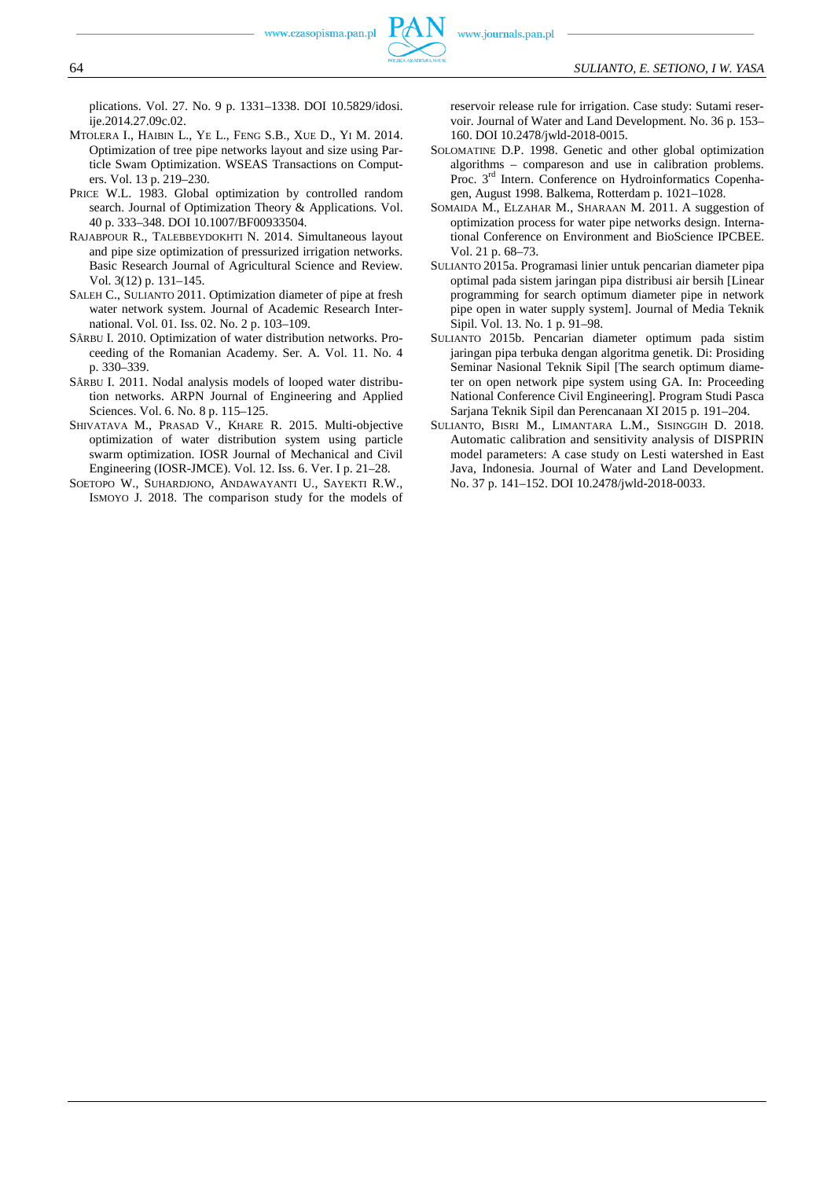plications. Vol. 27. No. 9 p. 1331–1338. DOI 10.5829/idosi.ije.2014.27.09c.02.

MTOLERA I., HAIBIN L., YE L., FENG S.B., XUE D., YI M. 2014. Optimization of tree pipe networks layout and size using Particle Swam Optimization. WSEAS Transactions on Computers. Vol. 13 p. 219–230.

PRICE W.L. 1983. Global optimization by controlled random search. Journal of Optimization Theory & Applications. Vol. 40 p. 333–348. DOI 10.1007/BF00933504.

RAJABPOUR R., TALEBBEYDOKHTI N. 2014. Simultaneous layout and pipe size optimization of pressurized irrigation networks. Basic Research Journal of Agricultural Science and Review. Vol. 3(12) p. 131–145.

SALEH C., SULIANTO 2011. Optimization diameter of pipe at fresh water network system. Journal of Academic Research International. Vol. 01. Iss. 02. No. 2 p. 103–109.

SÂRBU I. 2010. Optimization of water distribution networks. Proceeding of the Romanian Academy. Ser. A. Vol. 11. No. 4 p. 330–339.

SÂRBU I. 2011. Nodal analysis models of looped water distribution networks. ARPN Journal of Engineering and Applied Sciences. Vol. 6. No. 8 p. 115–125.

SHIVATAVA M., PRASAD V., KHARE R. 2015. Multi-objective optimization of water distribution system using particle swarm optimization. IOSR Journal of Mechanical and Civil Engineering (IOSR-JMCE). Vol. 12. Iss. 6. Ver. I p. 21–28.

SOETOPO W., SUHARDJONO, ANDAWAYANTI U., SAYEKTI R.W., ISMOYO J. 2018. The comparison study for the models of reservoir release rule for irrigation. Case study: Sutami reservoir. Journal of Water and Land Development. No. 36 p. 153–160. DOI 10.2478/jwld-2018-0015.

SOLOMATINE D.P. 1998. Genetic and other global optimization algorithms – compareson and use in calibration problems. Proc. 3rd Intern. Conference on Hydroinformatics Copenhagen, August 1998. Balkema, Rotterdam p. 1021–1028.

SOMAIDA M., ELZAHAR M., SHARAAN M. 2011. A suggestion of optimization process for water pipe networks design. International Conference on Environment and BioScience IPCBEE. Vol. 21 p. 68–73.

SULIANTO 2015a. Programasi linier untuk pencarian diameter pipa optimal pada sistem jaringan pipa distribusi air bersih [Linear programming for search optimum diameter pipe in network pipe open in water supply system]. Journal of Media Teknik Sipil. Vol. 13. No. 1 p. 91–98.

SULIANTO 2015b. Pencarian diameter optimum pada sistim jaringan pipa terbuka dengan algoritma genetik. Di: Prosiding Seminar Nasional Teknik Sipil [The search optimum diameter on open network pipe system using GA. In: Proceeding National Conference Civil Engineering]. Program Studi Pasca Sarjana Teknik Sipil dan Perencanaan XI 2015 p. 191–204.

SULIANTO, BISRI M., LIMANTARA L.M., SISINGGIH D. 2018. Automatic calibration and sensitivity analysis of DISPRIN model parameters: A case study on Lesti watershed in East Java, Indonesia. Journal of Water and Land Development. No. 37 p. 141–152. DOI 10.2478/jwld-2018-0033.